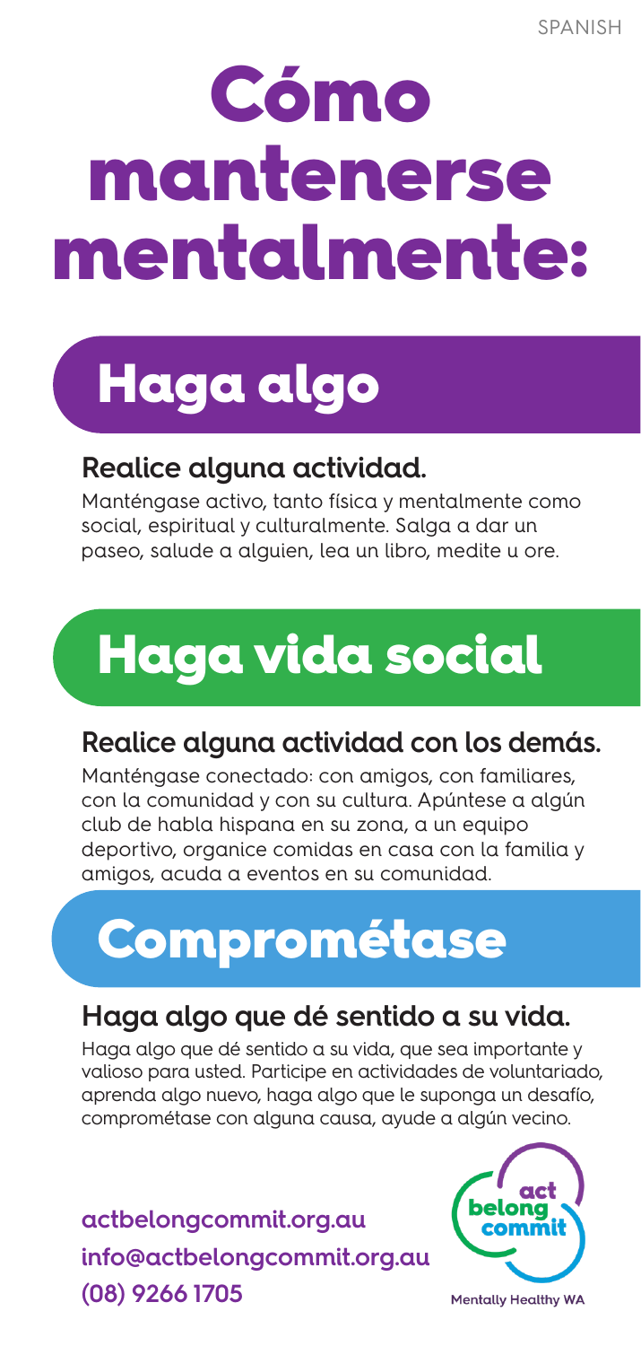SPANISH

# Cómo mantenerse mentalmente:

## Haga algo

### Realice alguna actividad.

Manténgase activo, tanto física y mentalmente como social, espiritual y culturalmente. Salga a dar un paseo, salude a alguien, lea un libro, medite u ore.

## Haga vida social

### Realice alguna actividad con los demás.

Manténgase conectado: con amigos, con familiares, con la comunidad y con su cultura. Apúntese a algún club de habla hispana en su zona, a un equipo deportivo, organice comidas en casa con la familia y amigos, acuda a eventos en su comunidad.

## Comprométase

### Haga algo que dé sentido a su vida.

Haga algo que dé sentido a su vida, que sea importante y valioso para usted. Participe en actividades de voluntariado, aprenda algo nuevo, haga algo que le suponga un desafío, comprométase con alguna causa, ayude a algún vecino.

**actbelongcommit.org.au**
**info@actbelongcommit.org.au**
**(08) 9266 1705**

act belong commit

Mentally Healthy WA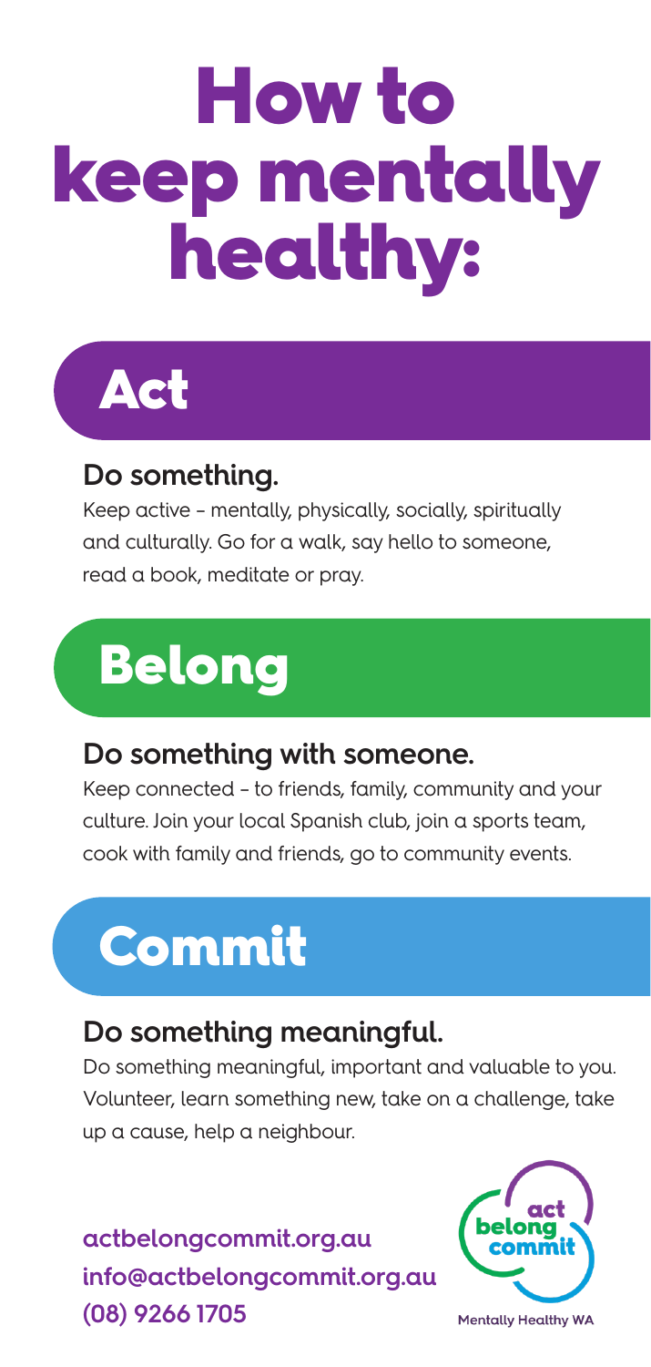# How to keep mentally healthy:

## Act

### Do something.

Keep active – mentally, physically, socially, spiritually and culturally. Go for a walk, say hello to someone, read a book, meditate or pray.

## Belong

### Do something with someone.

Keep connected – to friends, family, community and your culture. Join your local Spanish club, join a sports team, cook with family and friends, go to community events.

## Commit

### Do something meaningful.

Do something meaningful, important and valuable to you. Volunteer, learn something new, take on a challenge, take up a cause, help a neighbour.

**actbelongcommit.org.au**
**info@actbelongcommit.org.au**
**(08) 9266 1705**

act belong commit

Mentally Healthy WA